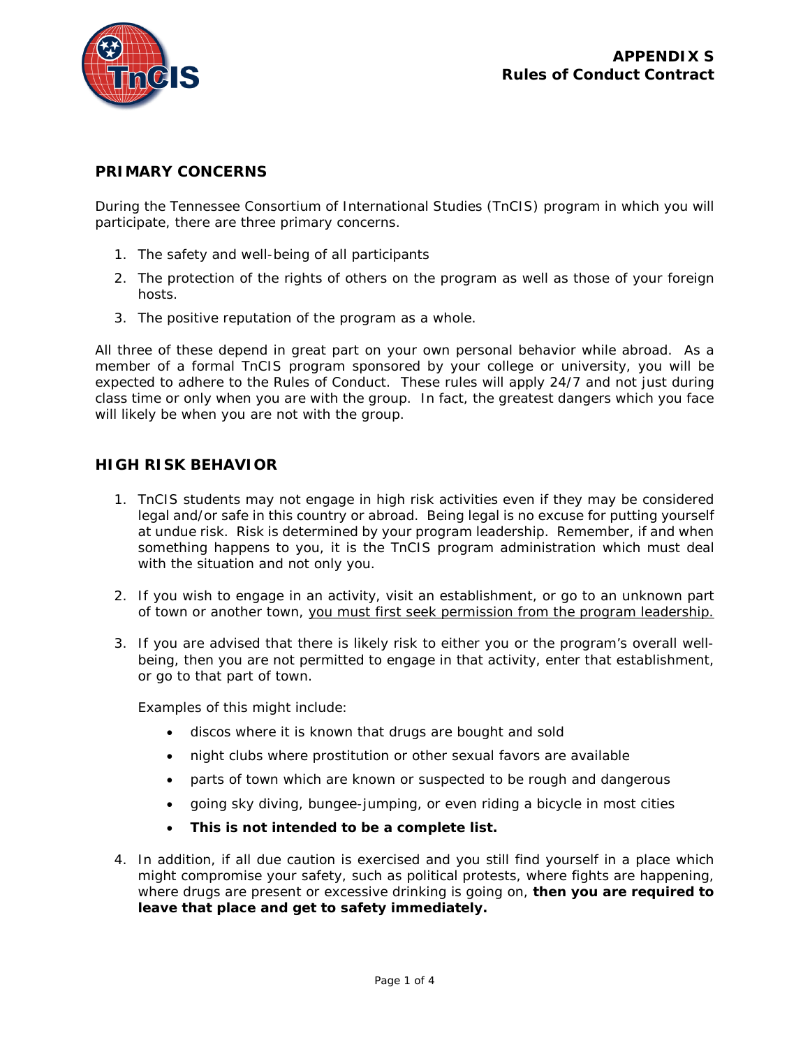# APPENDIX S
# Rules of Conduct Contract

## PRIMARY CONCERNS

During the Tennessee Consortium of International Studies (TnCIS) program in which you will participate, there are three primary concerns.

1. The safety and well-being of all participants
2. The protection of the rights of others on the program as well as those of your foreign hosts.
3. The positive reputation of the program as a whole.

All three of these depend in great part on your own personal behavior while abroad. As a member of a formal TnCIS program sponsored by your college or university, you will be expected to adhere to the Rules of Conduct. These rules will apply 24/7 and not just during class time or only when you are with the group. In fact, the greatest dangers which you face will likely be when you are not with the group.

## HIGH RISK BEHAVIOR

1. TnCIS students may not engage in high risk activities even if they may be considered legal and/or safe in this country or abroad. Being legal is no excuse for putting yourself at undue risk. Risk is determined by your program leadership. Remember, if and when something happens to you, it is the TnCIS program administration which must deal with the situation and not only you.

2. If you wish to engage in an activity, visit an establishment, or go to an unknown part of town or another town, <u>you must first seek permission from the program leadership.</u>

3. If you are advised that there is likely risk to either you or the program's overall well-being, then you are not permitted to engage in that activity, enter that establishment, or go to that part of town.

   Examples of this might include:

   - discos where it is known that drugs are bought and sold
   - night clubs where prostitution or other sexual favors are available
   - parts of town which are known or suspected to be rough and dangerous
   - going sky diving, bungee-jumping, or even riding a bicycle in most cities
   - **This is not intended to be a complete list.**

4. In addition, if all due caution is exercised and you still find yourself in a place which might compromise your safety, such as political protests, where fights are happening, where drugs are present or excessive drinking is going on, **then you are required to leave that place and get to safety immediately.**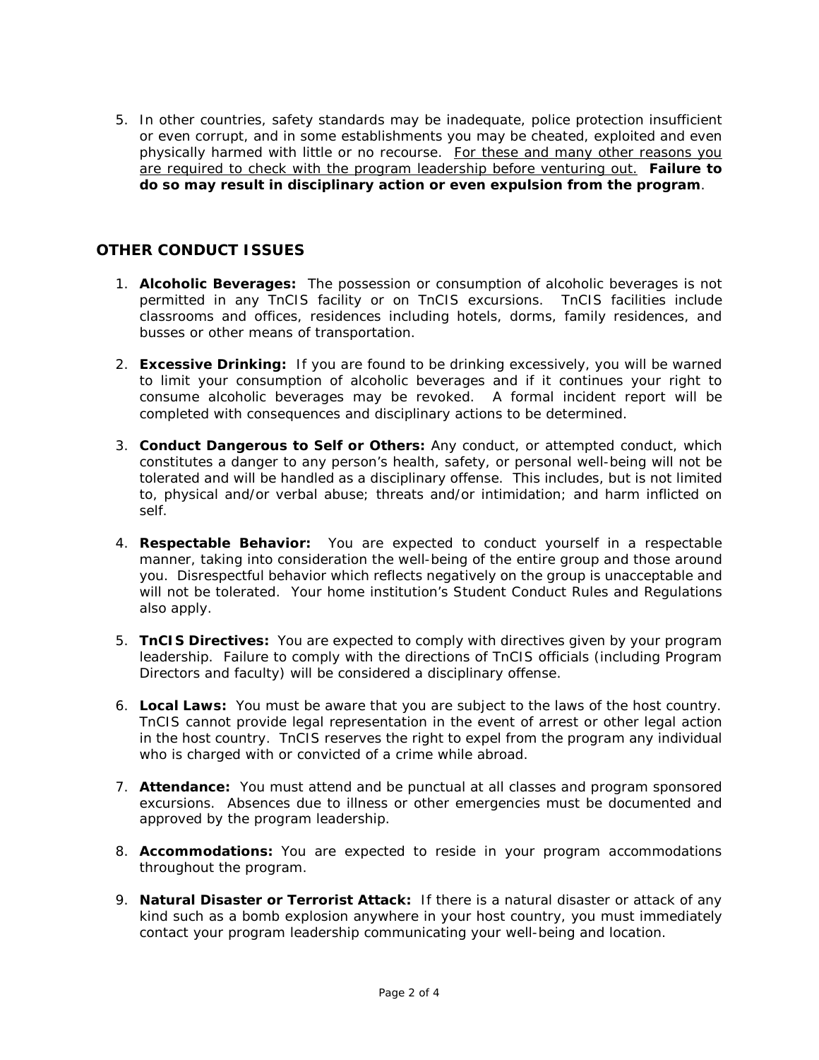5. In other countries, safety standards may be inadequate, police protection insufficient or even corrupt, and in some establishments you may be cheated, exploited and even physically harmed with little or no recourse. <u>For these and many other reasons you are required to check with the program leadership before venturing out.</u> **Failure to do so may result in disciplinary action or even expulsion from the program**.

## OTHER CONDUCT ISSUES

1. **Alcoholic Beverages:** The possession or consumption of alcoholic beverages is not permitted in any TnCIS facility or on TnCIS excursions. TnCIS facilities include classrooms and offices, residences including hotels, dorms, family residences, and busses or other means of transportation.

2. **Excessive Drinking:** If you are found to be drinking excessively, you will be warned to limit your consumption of alcoholic beverages and if it continues your right to consume alcoholic beverages may be revoked. A formal incident report will be completed with consequences and disciplinary actions to be determined.

3. **Conduct Dangerous to Self or Others:** Any conduct, or attempted conduct, which constitutes a danger to any person's health, safety, or personal well-being will not be tolerated and will be handled as a disciplinary offense. This includes, but is not limited to, physical and/or verbal abuse; threats and/or intimidation; and harm inflicted on self.

4. **Respectable Behavior:** You are expected to conduct yourself in a respectable manner, taking into consideration the well-being of the entire group and those around you. Disrespectful behavior which reflects negatively on the group is unacceptable and will not be tolerated. Your home institution's Student Conduct Rules and Regulations also apply.

5. **TnCIS Directives:** You are expected to comply with directives given by your program leadership. Failure to comply with the directions of TnCIS officials (including Program Directors and faculty) will be considered a disciplinary offense.

6. **Local Laws:** You must be aware that you are subject to the laws of the host country. TnCIS cannot provide legal representation in the event of arrest or other legal action in the host country. TnCIS reserves the right to expel from the program any individual who is charged with or convicted of a crime while abroad.

7. **Attendance:** You must attend and be punctual at all classes and program sponsored excursions. Absences due to illness or other emergencies must be documented and approved by the program leadership.

8. **Accommodations:** You are expected to reside in your program accommodations throughout the program.

9. **Natural Disaster or Terrorist Attack:** If there is a natural disaster or attack of any kind such as a bomb explosion anywhere in your host country, you must immediately contact your program leadership communicating your well-being and location.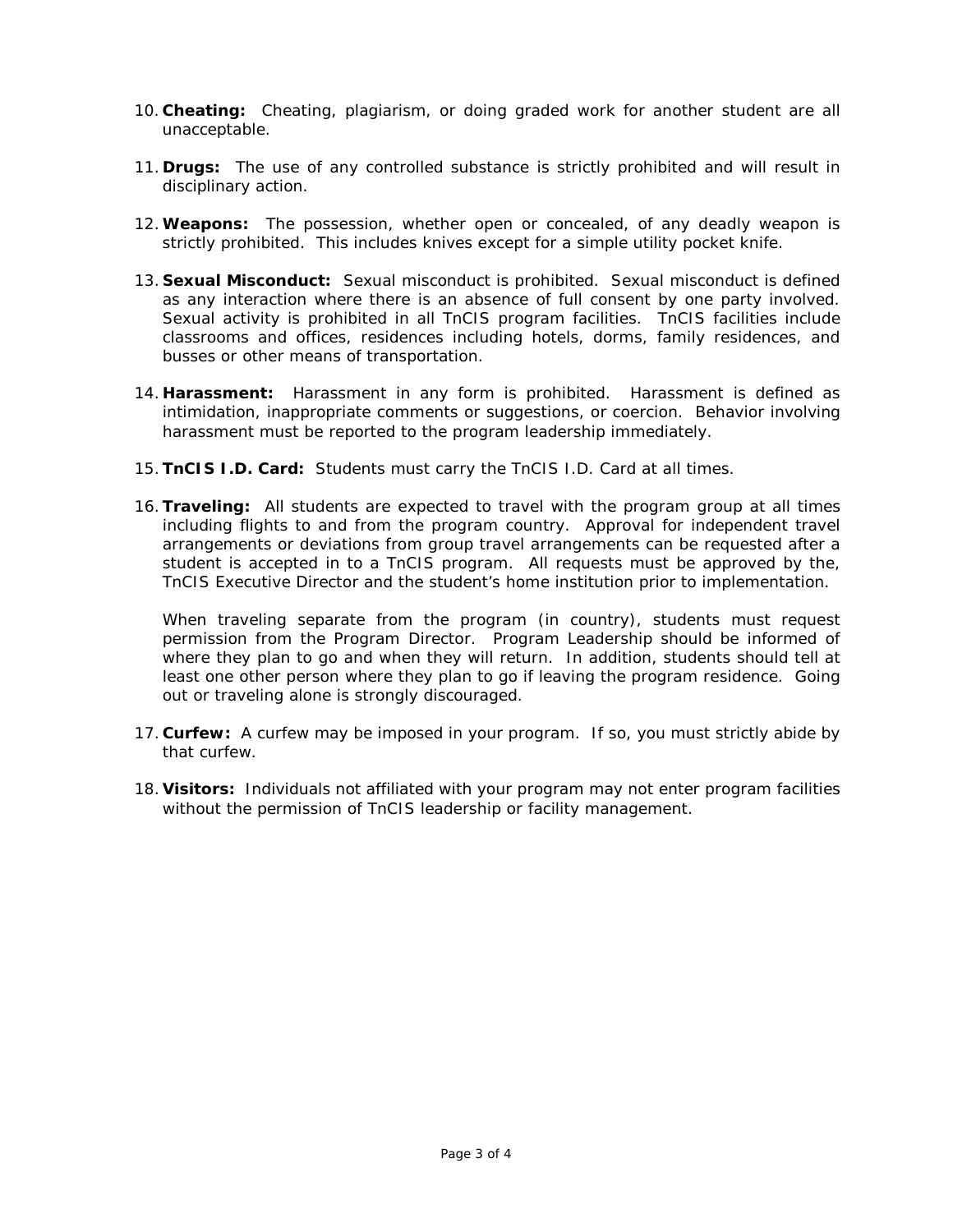10. **Cheating:** Cheating, plagiarism, or doing graded work for another student are all unacceptable.

11. **Drugs:** The use of any controlled substance is strictly prohibited and will result in disciplinary action.

12. **Weapons:** The possession, whether open or concealed, of any deadly weapon is strictly prohibited. This includes knives except for a simple utility pocket knife.

13. **Sexual Misconduct:** Sexual misconduct is prohibited. Sexual misconduct is defined as any interaction where there is an absence of full consent by one party involved. Sexual activity is prohibited in all TnCIS program facilities. TnCIS facilities include classrooms and offices, residences including hotels, dorms, family residences, and busses or other means of transportation.

14. **Harassment:** Harassment in any form is prohibited. Harassment is defined as intimidation, inappropriate comments or suggestions, or coercion. Behavior involving harassment must be reported to the program leadership immediately.

15. **TnCIS I.D. Card:** Students must carry the TnCIS I.D. Card at all times.

16. **Traveling:** All students are expected to travel with the program group at all times including flights to and from the program country. Approval for independent travel arrangements or deviations from group travel arrangements can be requested after a student is accepted in to a TnCIS program. All requests must be approved by the, TnCIS Executive Director and the student's home institution prior to implementation.

    When traveling separate from the program (in country), students must request permission from the Program Director. Program Leadership should be informed of where they plan to go and when they will return. In addition, students should tell at least one other person where they plan to go if leaving the program residence. Going out or traveling alone is strongly discouraged.

17. **Curfew:** A curfew may be imposed in your program. If so, you must strictly abide by that curfew.

18. **Visitors:** Individuals not affiliated with your program may not enter program facilities without the permission of TnCIS leadership or facility management.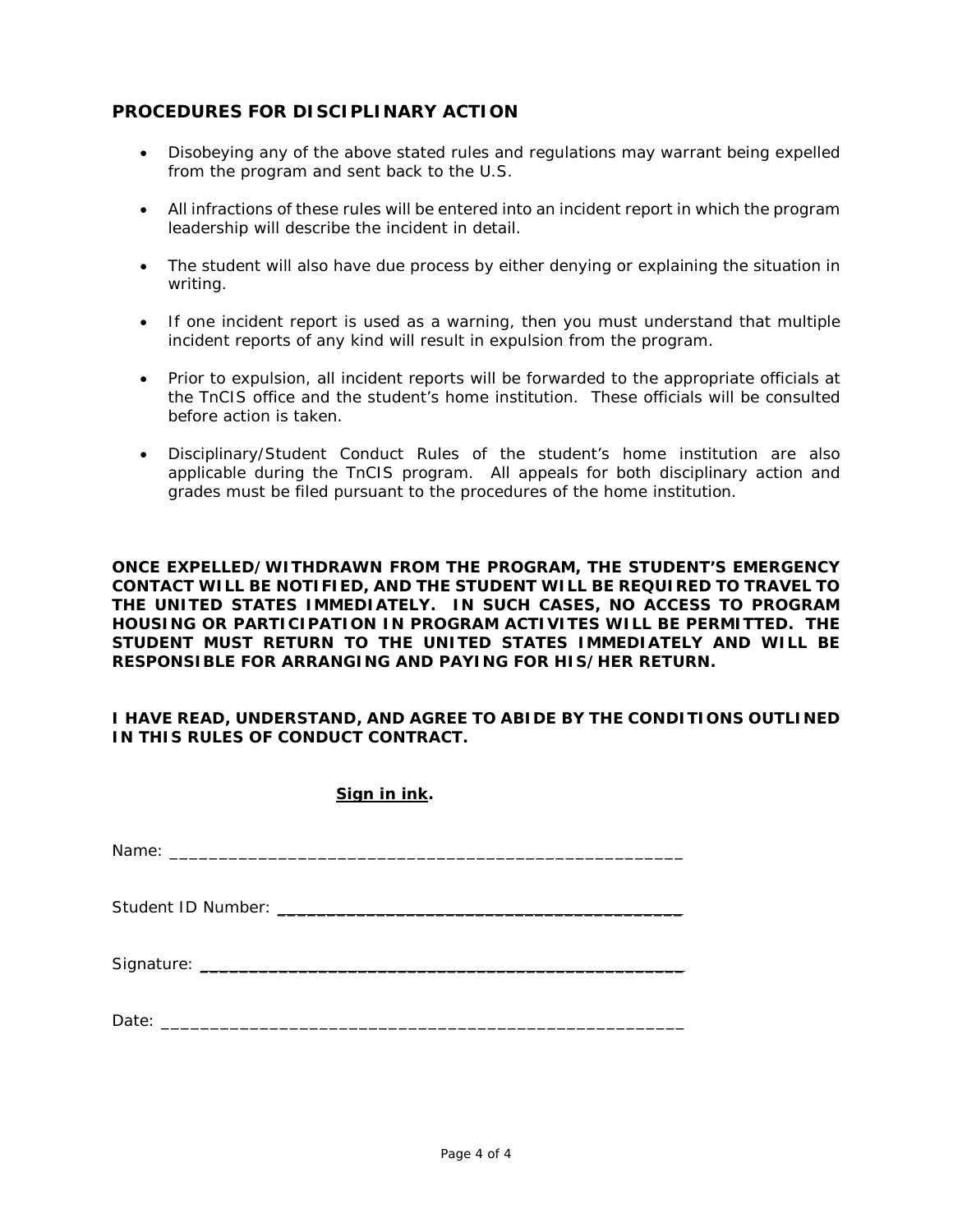## PROCEDURES FOR DISCIPLINARY ACTION

- Disobeying any of the above stated rules and regulations may warrant being expelled from the program and sent back to the U.S.
- All infractions of these rules will be entered into an incident report in which the program leadership will describe the incident in detail.
- The student will also have due process by either denying or explaining the situation in writing.
- If one incident report is used as a warning, then you must understand that multiple incident reports of any kind will result in expulsion from the program.
- Prior to expulsion, all incident reports will be forwarded to the appropriate officials at the TnCIS office and the student's home institution. These officials will be consulted before action is taken.
- Disciplinary/Student Conduct Rules of the student's home institution are also applicable during the TnCIS program. All appeals for both disciplinary action and grades must be filed pursuant to the procedures of the home institution.

**ONCE EXPELLED/WITHDRAWN FROM THE PROGRAM, THE STUDENT'S EMERGENCY CONTACT WILL BE NOTIFIED, AND THE STUDENT WILL BE REQUIRED TO TRAVEL TO THE UNITED STATES IMMEDIATELY. IN SUCH CASES, NO ACCESS TO PROGRAM HOUSING OR PARTICIPATION IN PROGRAM ACTIVITES WILL BE PERMITTED. THE STUDENT MUST RETURN TO THE UNITED STATES IMMEDIATELY AND WILL BE RESPONSIBLE FOR ARRANGING AND PAYING FOR HIS/HER RETURN.**

**I HAVE READ, UNDERSTAND, AND AGREE TO ABIDE BY THE CONDITIONS OUTLINED IN THIS RULES OF CONDUCT CONTRACT.**

**Sign in ink.**

Name: _______________________________________________________

Student ID Number: ___________________________________________

Signature: ___________________________________________________

Date: ________________________________________________________